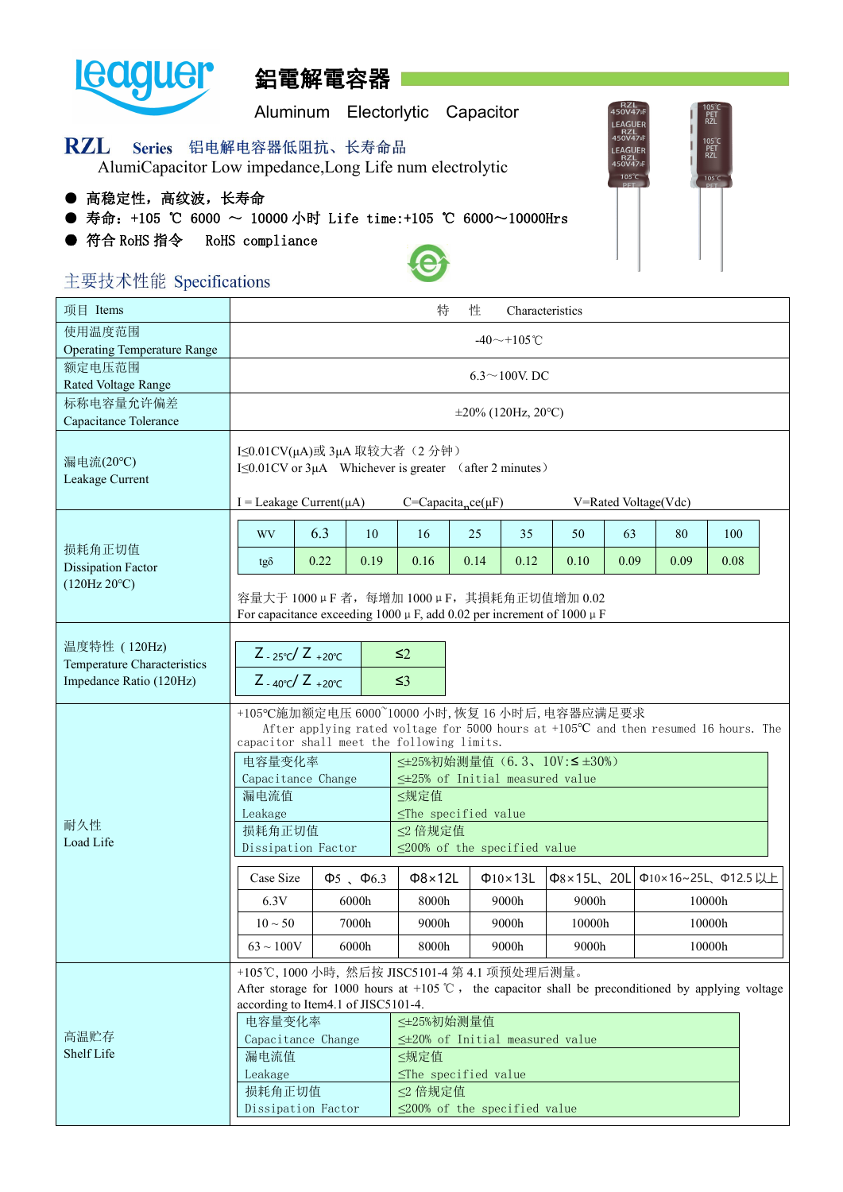# leaguer 鋁電解電容器

Aluminum Electorlytic Capacitor

## RZL Series 铝电解电容器低阻抗、长寿命品

AlumiCapacitor Low impedance,Long Life num electrolytic

- 高稳定性，高纹波，长寿命
- 寿命：+105 ℃ 6000 ～ 10000 小时 Life time:+105 ℃ 6000～10000Hrs
- 符合 RoHS 指令 RoHS compliance

## 主要技术性能 Specifications

| 项目 Items | 特 性 Characteristics |
|---|---|
| 使用温度范围 Operating Temperature Range | -40～+105℃ |
| 额定电压范围 Rated Voltage Range | 6.3～100V. DC |
| 标称电容量允许偏差 Capacitance Tolerance | ±20% (120Hz, 20°C) |
| 漏电流(20°C) Leakage Current | I≤0.01CV(μA)或 3μA 取较大者（2 分钟）<br>I≤0.01CV or 3μA Whichever is greater （after 2 minutes）<br>I = Leakage Current(μA) C=Capacitance(μF) V=Rated Voltage(Vdc) |
| 损耗角正切值 Dissipation Factor (120Hz 20°C) | 见下表 |
| 温度特性（120Hz）Temperature Characteristics Impedance Ratio (120Hz) | 见下表 |
| 耐久性 Load Life | 见下文 |
| 高温贮存 Shelf Life | 见下文 |

**损耗角正切值 Dissipation Factor (120Hz 20°C)**

| WV | 6.3 | 10 | 16 | 25 | 35 | 50 | 63 | 80 | 100 |
|---|---|---|---|---|---|---|---|---|---|
| tgδ | 0.22 | 0.19 | 0.16 | 0.14 | 0.12 | 0.10 | 0.09 | 0.09 | 0.08 |

容量大于 1000μF 者，每增加 1000μF，其损耗角正切值增加 0.02
For capacitance exceeding 1000μF, add 0.02 per increment of 1000μF

**温度特性 Temperature Characteristics Impedance Ratio (120Hz)**

| | |
|---|---|
| $Z_{-25℃}/Z_{+20℃}$ | ≤2 |
| $Z_{-40℃}/Z_{+20℃}$ | ≤3 |

**耐久性 Load Life**

+105℃施加额定电压 6000~10000 小时，恢复 16 小时后，电容器应满足要求
After applying rated voltage for 5000 hours at +105℃ and then resumed 16 hours. The capacitor shall meet the following limits.

| | |
|---|---|
| 电容量变化率 Capacitance Change | ≤±25%初始测量值（6.3、10V:≤±30%）<br>≤±25% of Initial measured value |
| 漏电流值 Leakage | ≤规定值<br>≤The specified value |
| 损耗角正切值 Dissipation Factor | ≤2 倍规定值<br>≤200% of the specified value |

| Case Size | Φ5 、Φ6.3 | Φ8×12L | Φ10×13L | Φ8×15L、20L | Φ10×16~25L、Φ12.5 以上 |
|---|---|---|---|---|---|
| 6.3V | 6000h | 8000h | 9000h | 9000h | 10000h |
| 10 ~ 50 | 7000h | 9000h | 9000h | 10000h | 10000h |
| 63 ~ 100V | 6000h | 8000h | 9000h | 9000h | 10000h |

**高温贮存 Shelf Life**

+105℃, 1000 小時，然后按 JISC5101-4 第 4.1 项预处理后测量。
After storage for 1000 hours at +105 ℃， the capacitor shall be preconditioned by applying voltage according to Item4.1 of JISC5101-4.

| | |
|---|---|
| 电容量变化率 Capacitance Change | ≤±25%初始测量值<br>≤±20% of Initial measured value |
| 漏电流值 Leakage | ≤规定值<br>≤The specified value |
| 损耗角正切值 Dissipation Factor | ≤2 倍规定值<br>≤200% of the specified value |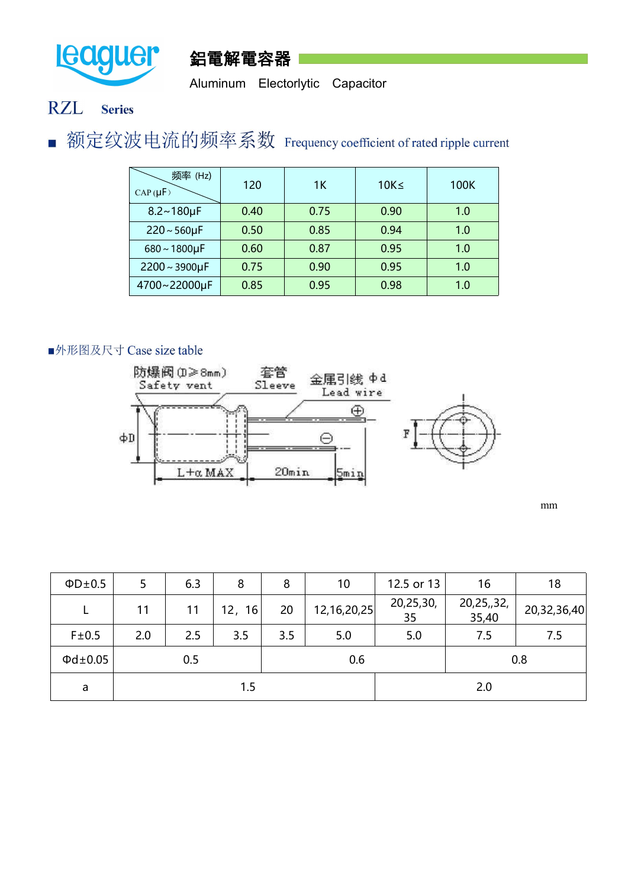鋁電解電容器

Aluminum Electorlytic Capacitor

# RZL Series

## ■ 额定纹波电流的频率系数 Frequency coefficient of rated ripple current

| 频率 (Hz) / CAP (μF） | 120 | 1K | 10K≤ | 100K |
|---|---|---|---|---|
| 8.2~180μF | 0.40 | 0.75 | 0.90 | 1.0 |
| 220～560μF | 0.50 | 0.85 | 0.94 | 1.0 |
| 680～1800μF | 0.60 | 0.87 | 0.95 | 1.0 |
| 2200～3900μF | 0.75 | 0.90 | 0.95 | 1.0 |
| 4700~22000μF | 0.85 | 0.95 | 0.98 | 1.0 |

## ■外形图及尺寸 Case size table

防爆阀 (D≥8mm) Safety vent　套管 Sleeve　金属引线 Φd Lead wire　ΦD　L+α MAX　20min　5min　F

mm

| ΦD±0.5 | 5 | 6.3 | 8 | 8 | 10 | 12.5 or 13 | 16 | 18 |
|---|---|---|---|---|---|---|---|---|
| L | 11 | 11 | 12，16 | 20 | 12,16,20,25 | 20,25,30, 35 | 20,25,,32, 35,40 | 20,32,36,40 |
| F±0.5 | 2.0 | 2.5 | 3.5 | 3.5 | 5.0 | 5.0 | 7.5 | 7.5 |
| Φd±0.05 | 0.5 | | | 0.6 | | | 0.8 | |
| a | 1.5 | | | | | 2.0 | | |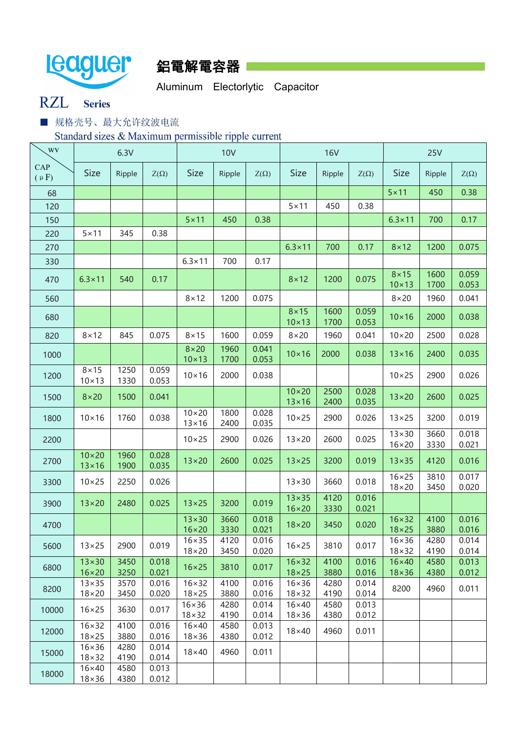leaguer

# 鋁電解電容器

Aluminum Electorlytic Capacitor

**RZL Series**

■ 规格壳号、最大允许纹波电流

Standard sizes & Maximum permissible ripple current

| WV / CAP (μF) | 6.3V | | | 10V | | | 16V | | | 25V | | |
|---|---|---|---|---|---|---|---|---|---|---|---|---|
| | Size | Ripple | Z(Ω) | Size | Ripple | Z(Ω) | Size | Ripple | Z(Ω) | Size | Ripple | Z(Ω) |
| 68 | | | | | | | | | | 5×11 | 450 | 0.38 |
| 120 | | | | | | | 5×11 | 450 | 0.38 | | | |
| 150 | | | | 5×11 | 450 | 0.38 | | | | 6.3×11 | 700 | 0.17 |
| 220 | 5×11 | 345 | 0.38 | | | | | | | | | |
| 270 | | | | | | | 6.3×11 | 700 | 0.17 | 8×12 | 1200 | 0.075 |
| 330 | | | | 6.3×11 | 700 | 0.17 | | | | | | |
| 470 | 6.3×11 | 540 | 0.17 | | | | 8×12 | 1200 | 0.075 | 8×15<br>10×13 | 1600<br>1700 | 0.059<br>0.053 |
| 560 | | | | 8×12 | 1200 | 0.075 | | | | 8×20 | 1960 | 0.041 |
| 680 | | | | | | | 8×15<br>10×13 | 1600<br>1700 | 0.059<br>0.053 | 10×16 | 2000 | 0.038 |
| 820 | 8×12 | 845 | 0.075 | 8×15 | 1600 | 0.059 | 8×20 | 1960 | 0.041 | 10×20 | 2500 | 0.028 |
| 1000 | | | | 8×20<br>10×13 | 1960<br>1700 | 0.041<br>0.053 | 10×16 | 2000 | 0.038 | 13×16 | 2400 | 0.035 |
| 1200 | 8×15<br>10×13 | 1250<br>1330 | 0.059<br>0.053 | 10×16 | 2000 | 0.038 | | | | 10×25 | 2900 | 0.026 |
| 1500 | 8×20 | 1500 | 0.041 | | | | 10×20<br>13×16 | 2500<br>2400 | 0.028<br>0.035 | 13×20 | 2600 | 0.025 |
| 1800 | 10×16 | 1760 | 0.038 | 10×20<br>13×16 | 1800<br>2400 | 0.028<br>0.035 | 10×25 | 2900 | 0.026 | 13×25 | 3200 | 0.019 |
| 2200 | | | | 10×25 | 2900 | 0.026 | 13×20 | 2600 | 0.025 | 13×30<br>16×20 | 3660<br>3330 | 0.018<br>0.021 |
| 2700 | 10×20<br>13×16 | 1960<br>1900 | 0.028<br>0.035 | 13×20 | 2600 | 0.025 | 13×25 | 3200 | 0.019 | 13×35 | 4120 | 0.016 |
| 3300 | 10×25 | 2250 | 0.026 | | | | 13×30 | 3660 | 0.018 | 16×25<br>18×20 | 3810<br>3450 | 0.017<br>0.020 |
| 3900 | 13×20 | 2480 | 0.025 | 13×25 | 3200 | 0.019 | 13×35<br>16×20 | 4120<br>3330 | 0.016<br>0.021 | | | |
| 4700 | | | | 13×30<br>16×20 | 3660<br>3330 | 0.018<br>0.021 | 18×20 | 3450 | 0.020 | 16×32<br>18×25 | 4100<br>3880 | 0.016<br>0.016 |
| 5600 | 13×25 | 2900 | 0.019 | 16×35<br>18×20 | 4120<br>3450 | 0.016<br>0.020 | 16×25 | 3810 | 0.017 | 16×36<br>18×32 | 4280<br>4190 | 0.014<br>0.014 |
| 6800 | 13×30<br>16×20 | 3450<br>3250 | 0.018<br>0.021 | 16×25 | 3810 | 0.017 | 16×32<br>18×25 | 4100<br>3880 | 0.016<br>0.016 | 16×40<br>18×36 | 4580<br>4380 | 0.013<br>0.012 |
| 8200 | 13×35<br>18×20 | 3570<br>3450 | 0.016<br>0.020 | 16×32<br>18×25 | 4100<br>3880 | 0.016<br>0.016 | 16×36<br>18×32 | 4280<br>4190 | 0.014<br>0.014 | 8200 | 4960 | 0.011 |
| 10000 | 16×25 | 3630 | 0.017 | 16×36<br>18×32 | 4280<br>4190 | 0.014<br>0.014 | 16×40<br>18×36 | 4580<br>4380 | 0.013<br>0.012 | | | |
| 12000 | 16×32<br>18×25 | 4100<br>3880 | 0.016<br>0.016 | 16×40<br>18×36 | 4580<br>4380 | 0.013<br>0.012 | 18×40 | 4960 | 0.011 | | | |
| 15000 | 16×36<br>18×32 | 4280<br>4190 | 0.014<br>0.014 | 18×40 | 4960 | 0.011 | | | | | | |
| 18000 | 16×40<br>18×36 | 4580<br>4380 | 0.013<br>0.012 | | | | | | | | | |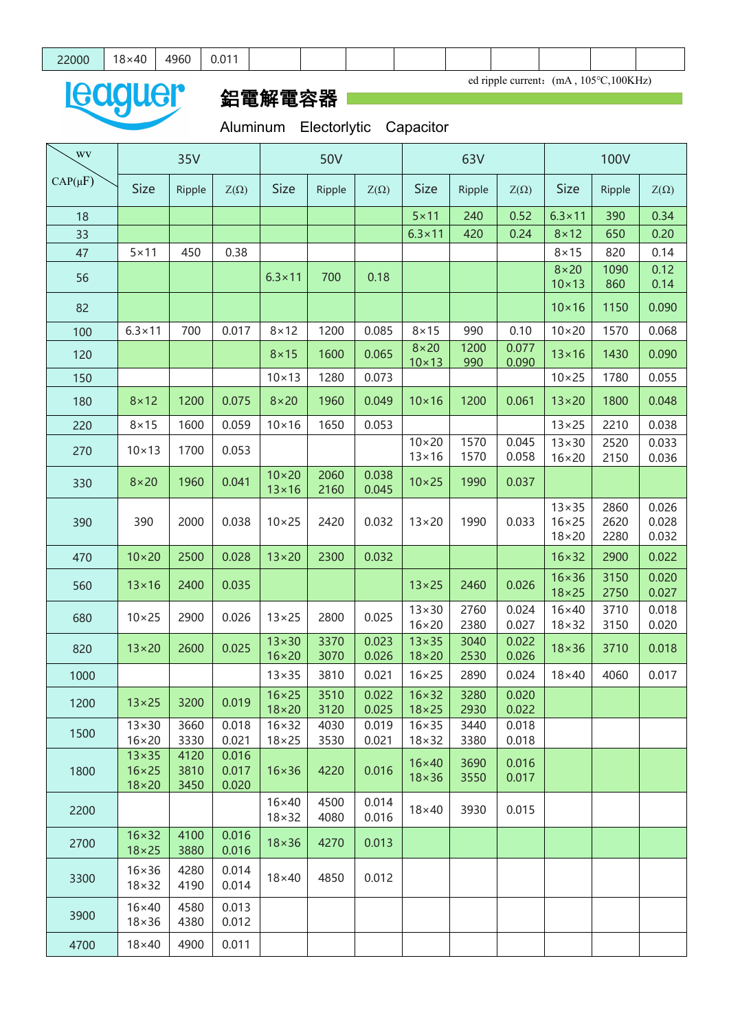| 22000 | 18×40 | 4960 | 0.011 | | | | | | | | | |
|---|---|---|---|---|---|---|---|---|---|---|---|---|

ed ripple current: (mA , 105℃,100KHz)

## 鋁電解電容器

Aluminum Electorlytic Capacitor

| WV / CAP(μF) | 35V | | | 50V | | | 63V | | | 100V | | |
|---|---|---|---|---|---|---|---|---|---|---|---|---|
| | Size | Ripple | Z(Ω) | Size | Ripple | Z(Ω) | Size | Ripple | Z(Ω) | Size | Ripple | Z(Ω) |
| 18 | | | | | | | 5×11 | 240 | 0.52 | 6.3×11 | 390 | 0.34 |
| 33 | | | | | | | 6.3×11 | 420 | 0.24 | 8×12 | 650 | 0.20 |
| 47 | 5×11 | 450 | 0.38 | | | | | | | 8×15 | 820 | 0.14 |
| 56 | | | | 6.3×11 | 700 | 0.18 | | | | 8×20<br>10×13 | 1090<br>860 | 0.12<br>0.14 |
| 82 | | | | | | | | | | 10×16 | 1150 | 0.090 |
| 100 | 6.3×11 | 700 | 0.017 | 8×12 | 1200 | 0.085 | 8×15 | 990 | 0.10 | 10×20 | 1570 | 0.068 |
| 120 | | | | 8×15 | 1600 | 0.065 | 8×20<br>10×13 | 1200<br>990 | 0.077<br>0.090 | 13×16 | 1430 | 0.090 |
| 150 | | | | 10×13 | 1280 | 0.073 | | | | 10×25 | 1780 | 0.055 |
| 180 | 8×12 | 1200 | 0.075 | 8×20 | 1960 | 0.049 | 10×16 | 1200 | 0.061 | 13×20 | 1800 | 0.048 |
| 220 | 8×15 | 1600 | 0.059 | 10×16 | 1650 | 0.053 | | | | 13×25 | 2210 | 0.038 |
| 270 | 10×13 | 1700 | 0.053 | | | | 10×20<br>13×16 | 1570<br>1570 | 0.045<br>0.058 | 13×30<br>16×20 | 2520<br>2150 | 0.033<br>0.036 |
| 330 | 8×20 | 1960 | 0.041 | 10×20<br>13×16 | 2060<br>2160 | 0.038<br>0.045 | 10×25 | 1990 | 0.037 | | | |
| 390 | 390 | 2000 | 0.038 | 10×25 | 2420 | 0.032 | 13×20 | 1990 | 0.033 | 13×35<br>16×25<br>18×20 | 2860<br>2620<br>2280 | 0.026<br>0.028<br>0.032 |
| 470 | 10×20 | 2500 | 0.028 | 13×20 | 2300 | 0.032 | | | | 16×32 | 2900 | 0.022 |
| 560 | 13×16 | 2400 | 0.035 | | | | 13×25 | 2460 | 0.026 | 16×36<br>18×25 | 3150<br>2750 | 0.020<br>0.027 |
| 680 | 10×25 | 2900 | 0.026 | 13×25 | 2800 | 0.025 | 13×30<br>16×20 | 2760<br>2380 | 0.024<br>0.027 | 16×40<br>18×32 | 3710<br>3150 | 0.018<br>0.020 |
| 820 | 13×20 | 2600 | 0.025 | 13×30<br>16×20 | 3370<br>3070 | 0.023<br>0.026 | 13×35<br>18×20 | 3040<br>2530 | 0.022<br>0.026 | 18×36 | 3710 | 0.018 |
| 1000 | | | | 13×35 | 3810 | 0.021 | 16×25 | 2890 | 0.024 | 18×40 | 4060 | 0.017 |
| 1200 | 13×25 | 3200 | 0.019 | 16×25<br>18×20 | 3510<br>3120 | 0.022<br>0.025 | 16×32<br>18×25 | 3280<br>2930 | 0.020<br>0.022 | | | |
| 1500 | 13×30<br>16×20 | 3660<br>3330 | 0.018<br>0.021 | 16×32<br>18×25 | 4030<br>3530 | 0.019<br>0.021 | 16×35<br>18×32 | 3440<br>3380 | 0.018<br>0.018 | | | |
| 1800 | 13×35<br>16×25<br>18×20 | 4120<br>3810<br>3450 | 0.016<br>0.017<br>0.020 | 16×36 | 4220 | 0.016 | 16×40<br>18×36 | 3690<br>3550 | 0.016<br>0.017 | | | |
| 2200 | | | | 16×40<br>18×32 | 4500<br>4080 | 0.014<br>0.016 | 18×40 | 3930 | 0.015 | | | |
| 2700 | 16×32<br>18×25 | 4100<br>3880 | 0.016<br>0.016 | 18×36 | 4270 | 0.013 | | | | | | |
| 3300 | 16×36<br>18×32 | 4280<br>4190 | 0.014<br>0.014 | 18×40 | 4850 | 0.012 | | | | | | |
| 3900 | 16×40<br>18×36 | 4580<br>4380 | 0.013<br>0.012 | | | | | | | | | |
| 4700 | 18×40 | 4900 | 0.011 | | | | | | | | | |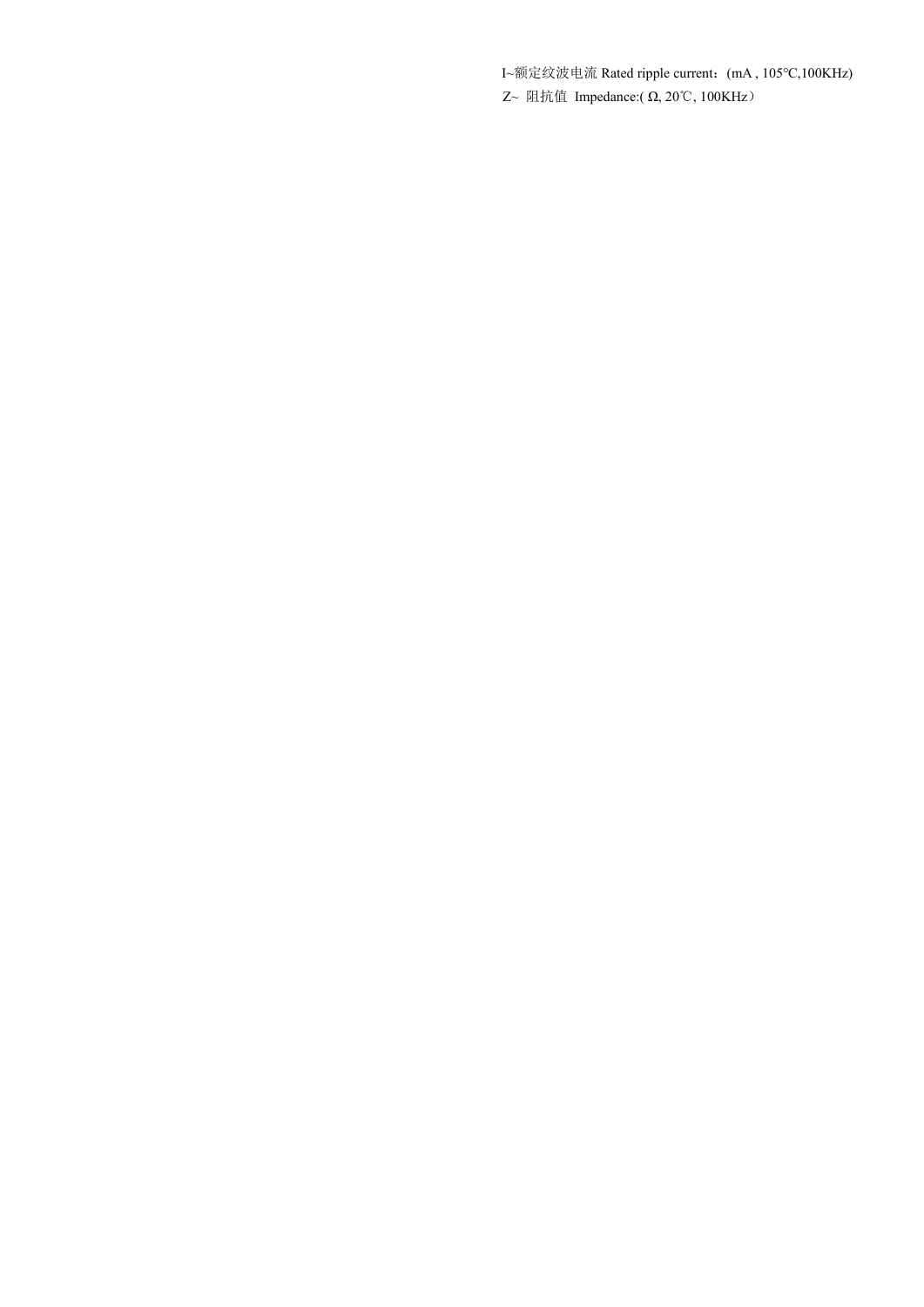I~额定纹波电流 Rated ripple current：(mA , 105°C,100KHz)

Z~ 阻抗值 Impedance:( Ω, 20℃, 100KHz）